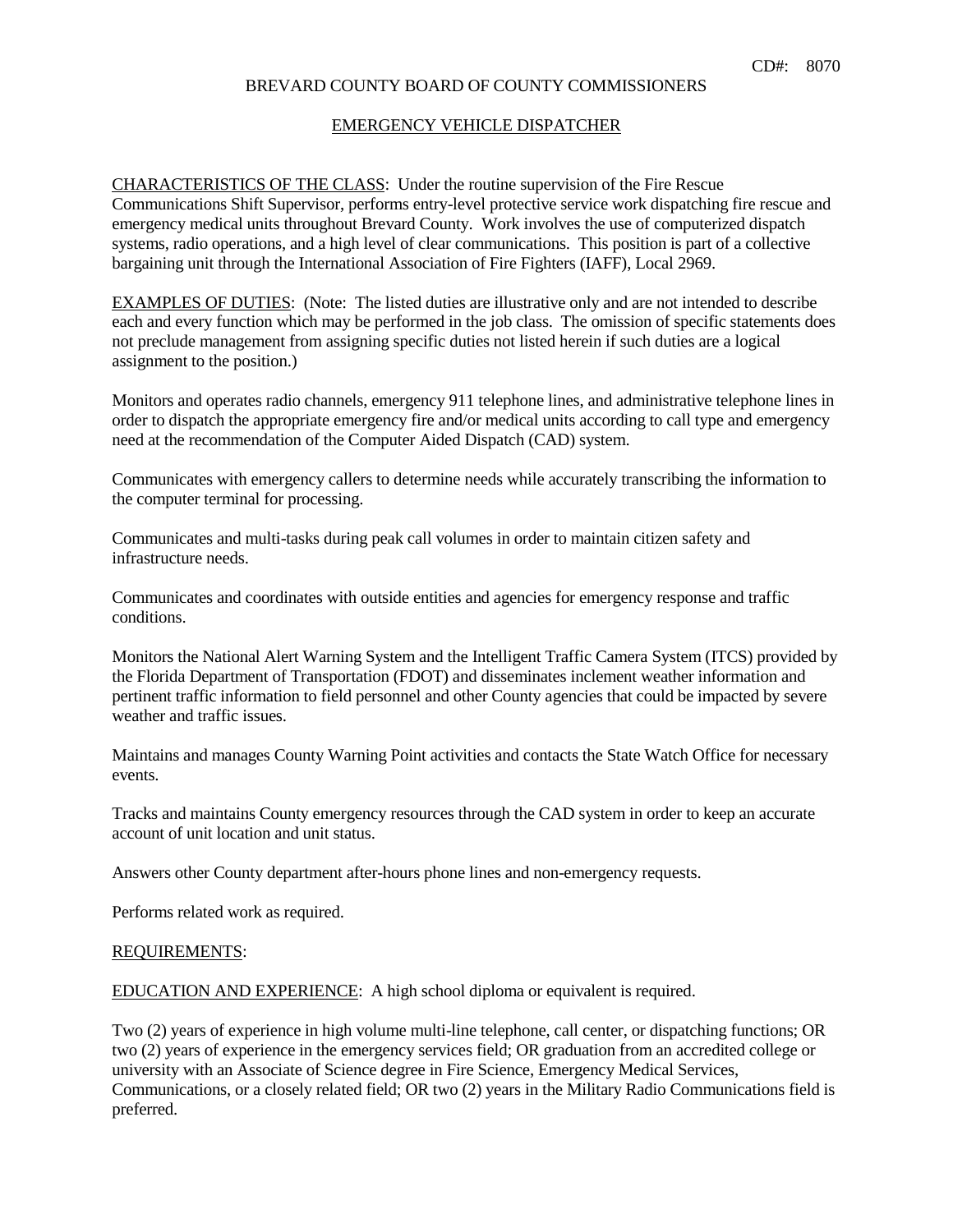CD#: 8070

# BREVARD COUNTY BOARD OF COUNTY COMMISSIONERS

## EMERGENCY VEHICLE DISPATCHER

CHARACTERISTICS OF THE CLASS: Under the routine supervision of the Fire Rescue Communications Shift Supervisor, performs entry-level protective service work dispatching fire rescue and emergency medical units throughout Brevard County. Work involves the use of computerized dispatch systems, radio operations, and a high level of clear communications. This position is part of a collective bargaining unit through the International Association of Fire Fighters (IAFF), Local 2969.

EXAMPLES OF DUTIES: (Note: The listed duties are illustrative only and are not intended to describe each and every function which may be performed in the job class. The omission of specific statements does not preclude management from assigning specific duties not listed herein if such duties are a logical assignment to the position.)

Monitors and operates radio channels, emergency 911 telephone lines, and administrative telephone lines in order to dispatch the appropriate emergency fire and/or medical units according to call type and emergency need at the recommendation of the Computer Aided Dispatch (CAD) system.

Communicates with emergency callers to determine needs while accurately transcribing the information to the computer terminal for processing.

Communicates and multi-tasks during peak call volumes in order to maintain citizen safety and infrastructure needs.

Communicates and coordinates with outside entities and agencies for emergency response and traffic conditions.

Monitors the National Alert Warning System and the Intelligent Traffic Camera System (ITCS) provided by the Florida Department of Transportation (FDOT) and disseminates inclement weather information and pertinent traffic information to field personnel and other County agencies that could be impacted by severe weather and traffic issues.

Maintains and manages County Warning Point activities and contacts the State Watch Office for necessary events.

Tracks and maintains County emergency resources through the CAD system in order to keep an accurate account of unit location and unit status.

Answers other County department after-hours phone lines and non-emergency requests.

Performs related work as required.

REQUIREMENTS:

EDUCATION AND EXPERIENCE: A high school diploma or equivalent is required.

Two (2) years of experience in high volume multi-line telephone, call center, or dispatching functions; OR two (2) years of experience in the emergency services field; OR graduation from an accredited college or university with an Associate of Science degree in Fire Science, Emergency Medical Services, Communications, or a closely related field; OR two (2) years in the Military Radio Communications field is preferred.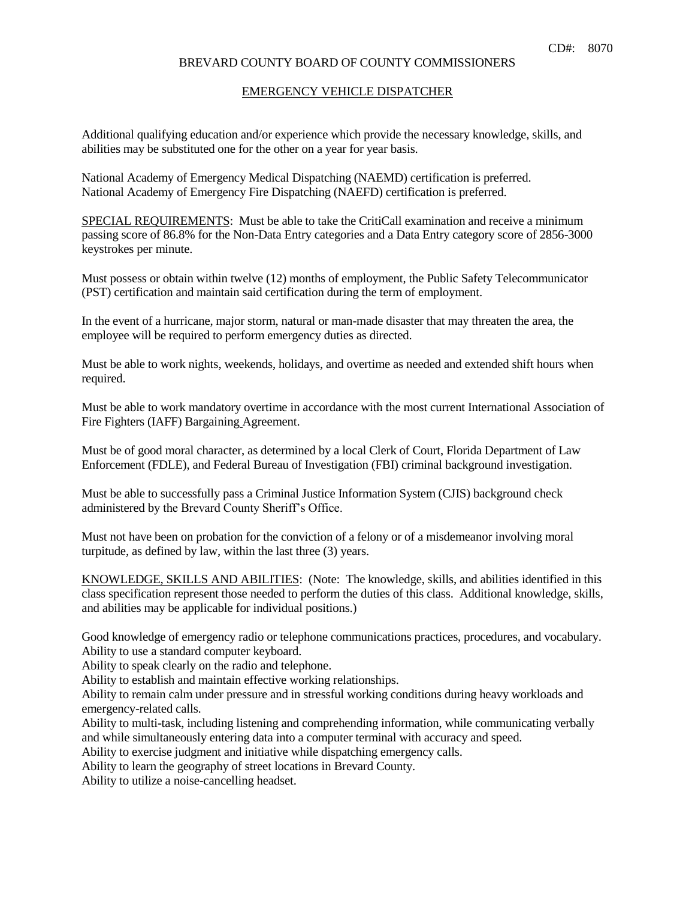Additional qualifying education and/or experience which provide the necessary knowledge, skills, and abilities may be substituted one for the other on a year for year basis.

National Academy of Emergency Medical Dispatching (NAEMD) certification is preferred.
National Academy of Emergency Fire Dispatching (NAEFD) certification is preferred.

SPECIAL REQUIREMENTS: Must be able to take the CritiCall examination and receive a minimum passing score of 86.8% for the Non-Data Entry categories and a Data Entry category score of 2856-3000 keystrokes per minute.

Must possess or obtain within twelve (12) months of employment, the Public Safety Telecommunicator (PST) certification and maintain said certification during the term of employment.

In the event of a hurricane, major storm, natural or man-made disaster that may threaten the area, the employee will be required to perform emergency duties as directed.

Must be able to work nights, weekends, holidays, and overtime as needed and extended shift hours when required.

Must be able to work mandatory overtime in accordance with the most current International Association of Fire Fighters (IAFF) Bargaining Agreement.

Must be of good moral character, as determined by a local Clerk of Court, Florida Department of Law Enforcement (FDLE), and Federal Bureau of Investigation (FBI) criminal background investigation.

Must be able to successfully pass a Criminal Justice Information System (CJIS) background check administered by the Brevard County Sheriff's Office.

Must not have been on probation for the conviction of a felony or of a misdemeanor involving moral turpitude, as defined by law, within the last three (3) years.

KNOWLEDGE, SKILLS AND ABILITIES: (Note: The knowledge, skills, and abilities identified in this class specification represent those needed to perform the duties of this class. Additional knowledge, skills, and abilities may be applicable for individual positions.)

Good knowledge of emergency radio or telephone communications practices, procedures, and vocabulary.
Ability to use a standard computer keyboard.
Ability to speak clearly on the radio and telephone.
Ability to establish and maintain effective working relationships.
Ability to remain calm under pressure and in stressful working conditions during heavy workloads and emergency-related calls.
Ability to multi-task, including listening and comprehending information, while communicating verbally and while simultaneously entering data into a computer terminal with accuracy and speed.
Ability to exercise judgment and initiative while dispatching emergency calls.
Ability to learn the geography of street locations in Brevard County.
Ability to utilize a noise-cancelling headset.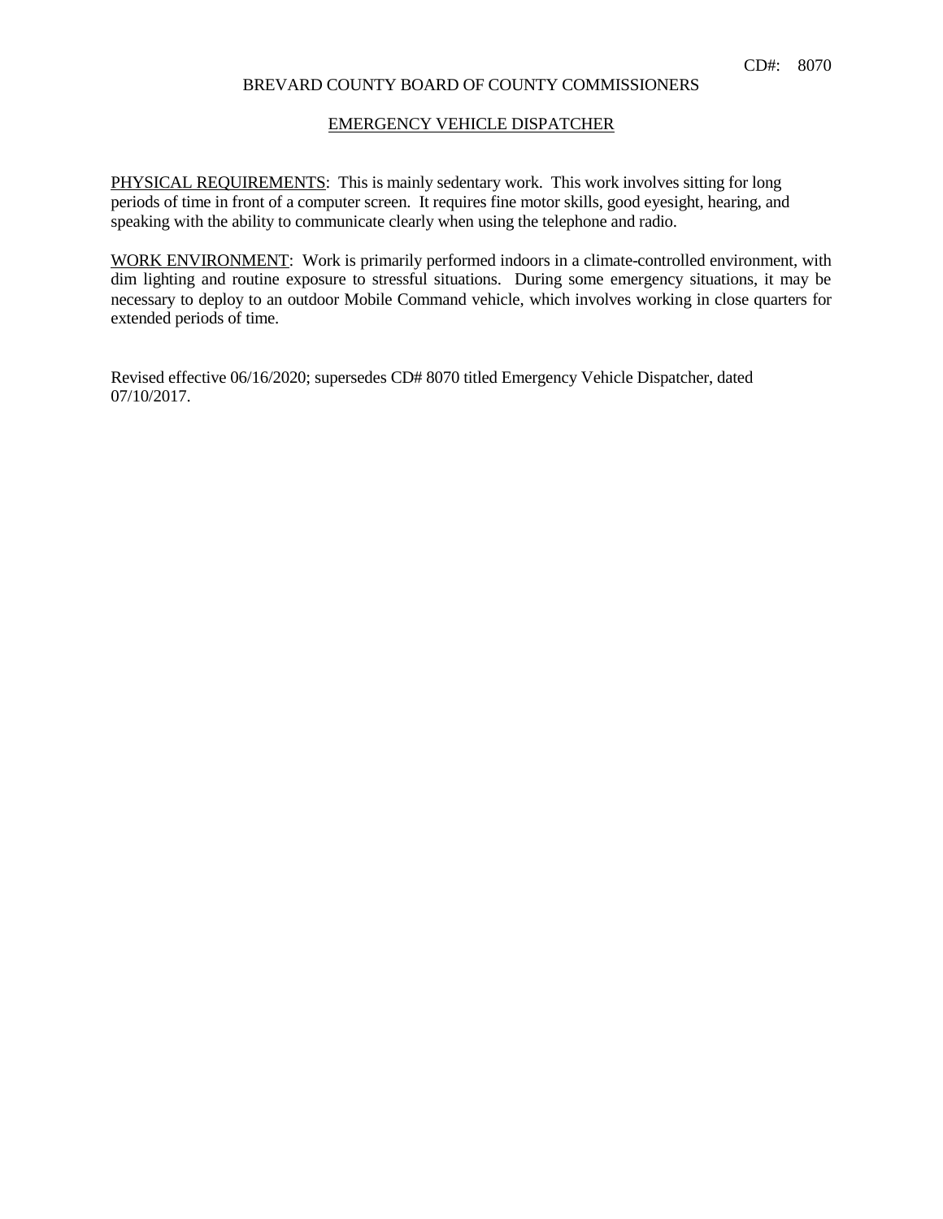CD#: 8070

BREVARD COUNTY BOARD OF COUNTY COMMISSIONERS

EMERGENCY VEHICLE DISPATCHER

PHYSICAL REQUIREMENTS: This is mainly sedentary work. This work involves sitting for long periods of time in front of a computer screen. It requires fine motor skills, good eyesight, hearing, and speaking with the ability to communicate clearly when using the telephone and radio.

WORK ENVIRONMENT: Work is primarily performed indoors in a climate-controlled environment, with dim lighting and routine exposure to stressful situations. During some emergency situations, it may be necessary to deploy to an outdoor Mobile Command vehicle, which involves working in close quarters for extended periods of time.

Revised effective 06/16/2020; supersedes CD# 8070 titled Emergency Vehicle Dispatcher, dated 07/10/2017.